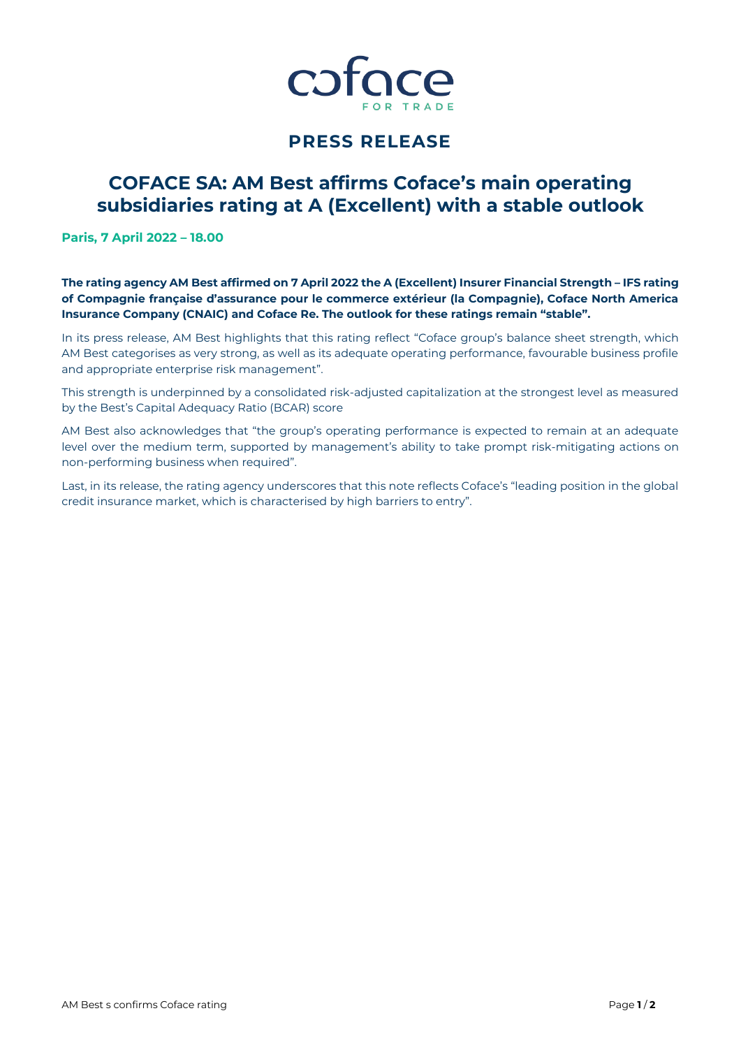# PRESS RELEASE

## COFACE SA: AM Best affirms Coface's main operating subsidiaries rating at A (Excellent) with a stable outlook

**Paris, 7 April 2022 – 18.00**

**The rating agency AM Best affirmed on 7 April 2022 the A (Excellent) Insurer Financial Strength – IFS rating of Compagnie française d'assurance pour le commerce extérieur (la Compagnie), Coface North America Insurance Company (CNAIC) and Coface Re. The outlook for these ratings remain "stable".**

In its press release, AM Best highlights that this rating reflect "Coface group's balance sheet strength, which AM Best categorises as very strong, as well as its adequate operating performance, favourable business profile and appropriate enterprise risk management".

This strength is underpinned by a consolidated risk-adjusted capitalization at the strongest level as measured by the Best's Capital Adequacy Ratio (BCAR) score

AM Best also acknowledges that "the group's operating performance is expected to remain at an adequate level over the medium term, supported by management's ability to take prompt risk-mitigating actions on non-performing business when required".

Last, in its release, the rating agency underscores that this note reflects Coface's "leading position in the global credit insurance market, which is characterised by high barriers to entry".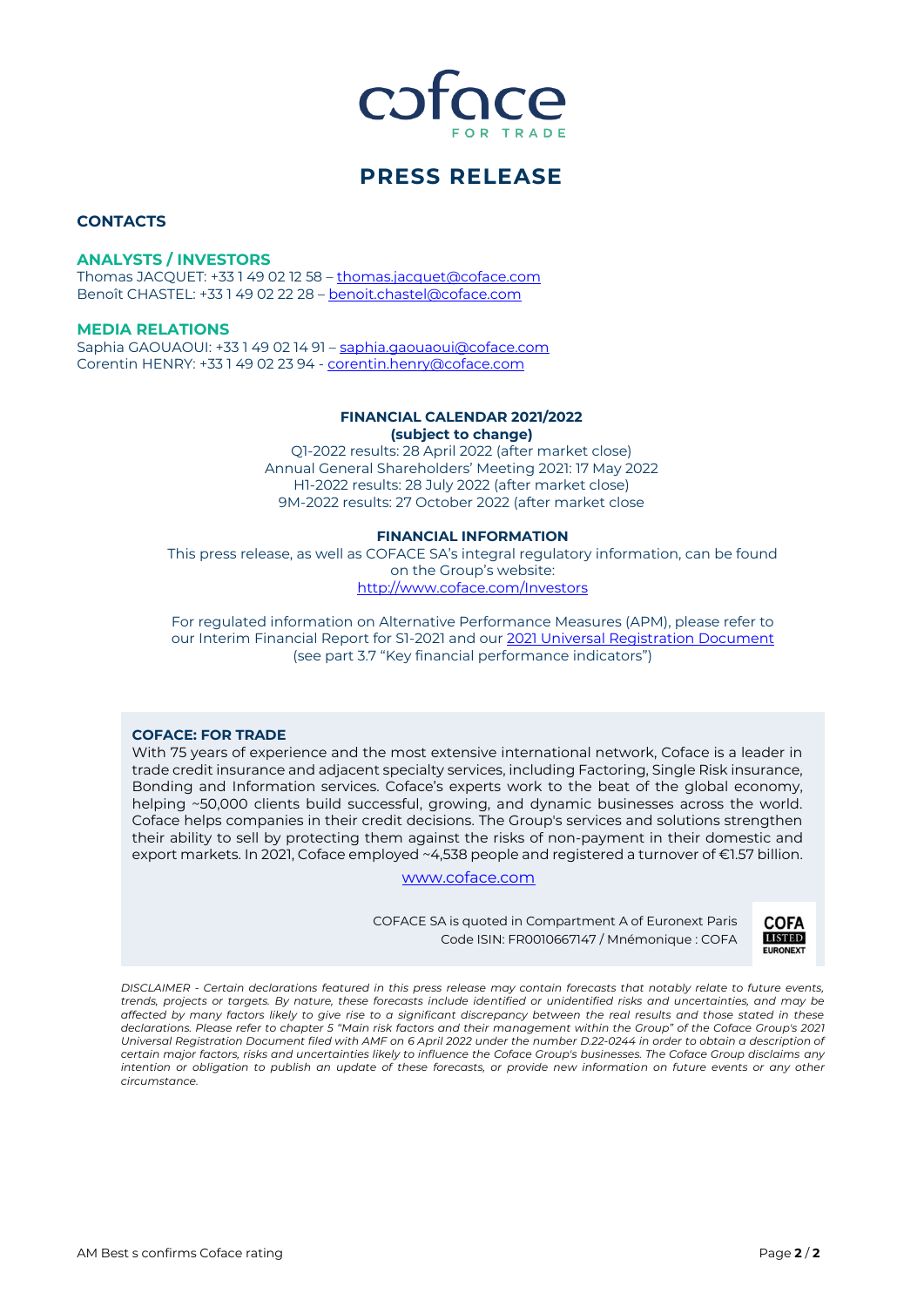# PRESS RELEASE

## CONTACTS

### ANALYSTS / INVESTORS

Thomas JACQUET: +33 1 49 02 12 58 – thomas.jacquet@coface.com
Benoît CHASTEL: +33 1 49 02 22 28 – benoit.chastel@coface.com

### MEDIA RELATIONS

Saphia GAOUAOUI: +33 1 49 02 14 91 – saphia.gaouaoui@coface.com
Corentin HENRY: +33 1 49 02 23 94 - corentin.henry@coface.com

**FINANCIAL CALENDAR 2021/2022**
**(subject to change)**

Q1-2022 results: 28 April 2022 (after market close)
Annual General Shareholders' Meeting 2021: 17 May 2022
H1-2022 results: 28 July 2022 (after market close)
9M-2022 results: 27 October 2022 (after market close

**FINANCIAL INFORMATION**

This press release, as well as COFACE SA's integral regulatory information, can be found on the Group's website:
http://www.coface.com/Investors

For regulated information on Alternative Performance Measures (APM), please refer to our Interim Financial Report for S1-2021 and our 2021 Universal Registration Document (see part 3.7 "Key financial performance indicators")

**COFACE: FOR TRADE**

With 75 years of experience and the most extensive international network, Coface is a leader in trade credit insurance and adjacent specialty services, including Factoring, Single Risk insurance, Bonding and Information services. Coface's experts work to the beat of the global economy, helping ~50,000 clients build successful, growing, and dynamic businesses across the world. Coface helps companies in their credit decisions. The Group's services and solutions strengthen their ability to sell by protecting them against the risks of non-payment in their domestic and export markets. In 2021, Coface employed ~4,538 people and registered a turnover of €1.57 billion.

www.coface.com

COFACE SA is quoted in Compartment A of Euronext Paris
Code ISIN: FR0010667147 / Mnémonique : COFA

*DISCLAIMER - Certain declarations featured in this press release may contain forecasts that notably relate to future events, trends, projects or targets. By nature, these forecasts include identified or unidentified risks and uncertainties, and may be affected by many factors likely to give rise to a significant discrepancy between the real results and those stated in these declarations. Please refer to chapter 5 "Main risk factors and their management within the Group" of the Coface Group's 2021 Universal Registration Document filed with AMF on 6 April 2022 under the number D.22-0244 in order to obtain a description of certain major factors, risks and uncertainties likely to influence the Coface Group's businesses. The Coface Group disclaims any intention or obligation to publish an update of these forecasts, or provide new information on future events or any other circumstance.*